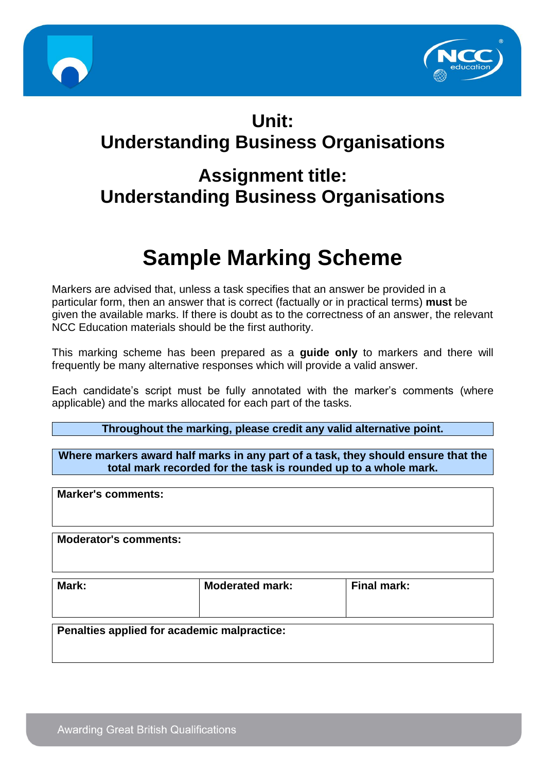# Unit:
# Understanding Business Organisations

# Assignment title:
# Understanding Business Organisations

# Sample Marking Scheme

Markers are advised that, unless a task specifies that an answer be provided in a particular form, then an answer that is correct (factually or in practical terms) **must** be given the available marks. If there is doubt as to the correctness of an answer, the relevant NCC Education materials should be the first authority.

This marking scheme has been prepared as a **guide only** to markers and there will frequently be many alternative responses which will provide a valid answer.

Each candidate's script must be fully annotated with the marker's comments (where applicable) and the marks allocated for each part of the tasks.

**Throughout the marking, please credit any valid alternative point.**

**Where markers award half marks in any part of a task, they should ensure that the total mark recorded for the task is rounded up to a whole mark.**

| **Marker's comments:** |
|---|
| |

| **Moderator's comments:** |
|---|
| |

| **Mark:** | **Moderated mark:** | **Final mark:** |
|---|---|---|
| | | |

| **Penalties applied for academic malpractice:** |
|---|
| |

Awarding Great British Qualifications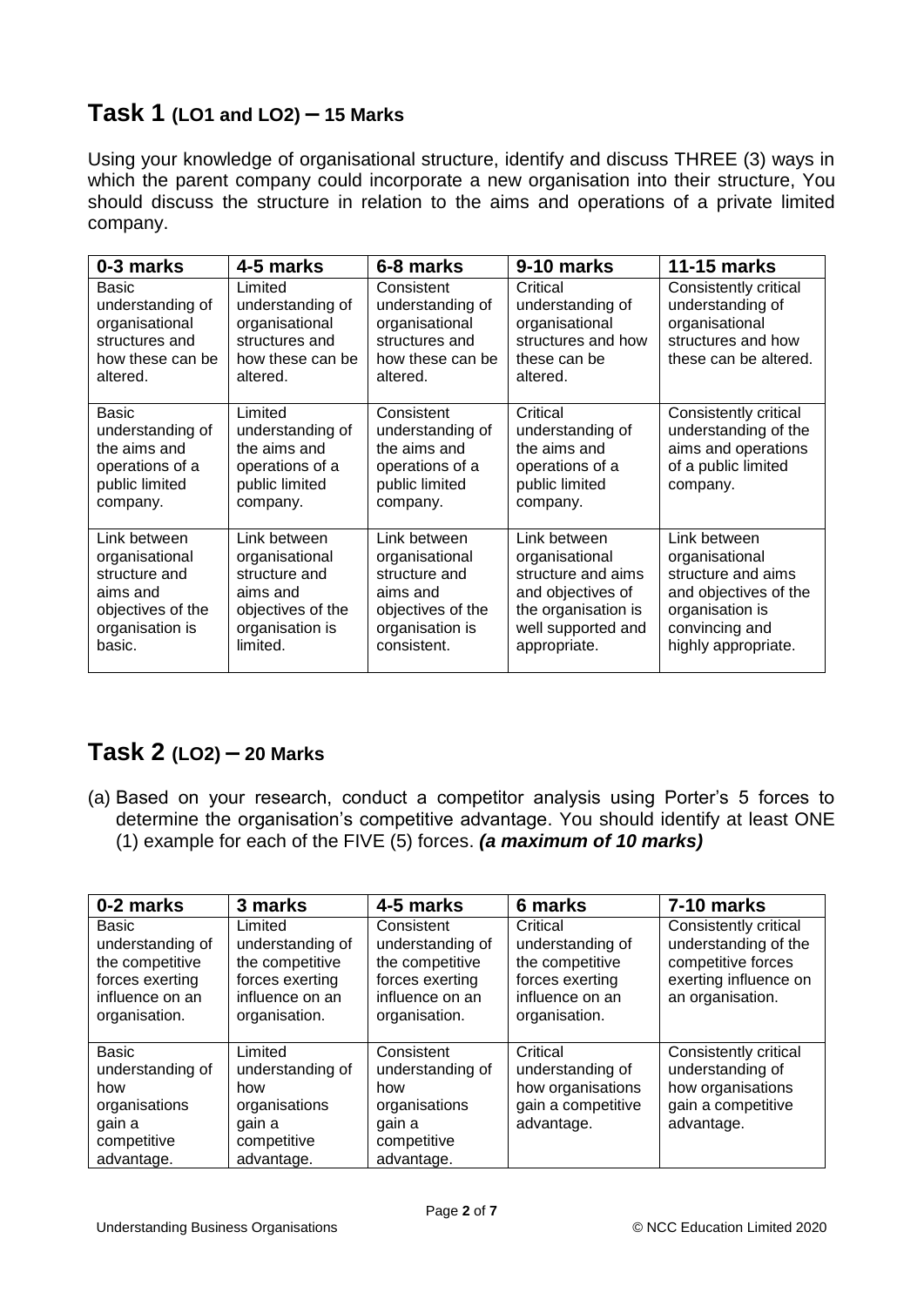## Task 1 (LO1 and LO2) – 15 Marks

Using your knowledge of organisational structure, identify and discuss THREE (3) ways in which the parent company could incorporate a new organisation into their structure, You should discuss the structure in relation to the aims and operations of a private limited company.

| 0-3 marks | 4-5 marks | 6-8 marks | 9-10 marks | 11-15 marks |
|---|---|---|---|---|
| Basic understanding of organisational structures and how these can be altered. | Limited understanding of organisational structures and how these can be altered. | Consistent understanding of organisational structures and how these can be altered. | Critical understanding of organisational structures and how these can be altered. | Consistently critical understanding of organisational structures and how these can be altered. |
| Basic understanding of the aims and operations of a public limited company. | Limited understanding of the aims and operations of a public limited company. | Consistent understanding of the aims and operations of a public limited company. | Critical understanding of the aims and operations of a public limited company. | Consistently critical understanding of the aims and operations of a public limited company. |
| Link between organisational structure and aims and objectives of the organisation is basic. | Link between organisational structure and aims and objectives of the organisation is limited. | Link between organisational structure and aims and objectives of the organisation is consistent. | Link between organisational structure and aims and objectives of the organisation is well supported and appropriate. | Link between organisational structure and aims and objectives of the organisation is convincing and highly appropriate. |

## Task 2 (LO2) – 20 Marks

(a) Based on your research, conduct a competitor analysis using Porter's 5 forces to determine the organisation's competitive advantage. You should identify at least ONE (1) example for each of the FIVE (5) forces. ***(a maximum of 10 marks)***

| 0-2 marks | 3 marks | 4-5 marks | 6 marks | 7-10 marks |
|---|---|---|---|---|
| Basic understanding of the competitive forces exerting influence on an organisation. | Limited understanding of the competitive forces exerting influence on an organisation. | Consistent understanding of the competitive forces exerting influence on an organisation. | Critical understanding of the competitive forces exerting influence on an organisation. | Consistently critical understanding of the competitive forces exerting influence on an organisation. |
| Basic understanding of how organisations gain a competitive advantage. | Limited understanding of how organisations gain a competitive advantage. | Consistent understanding of how organisations gain a competitive advantage. | Critical understanding of how organisations gain a competitive advantage. | Consistently critical understanding of how organisations gain a competitive advantage. |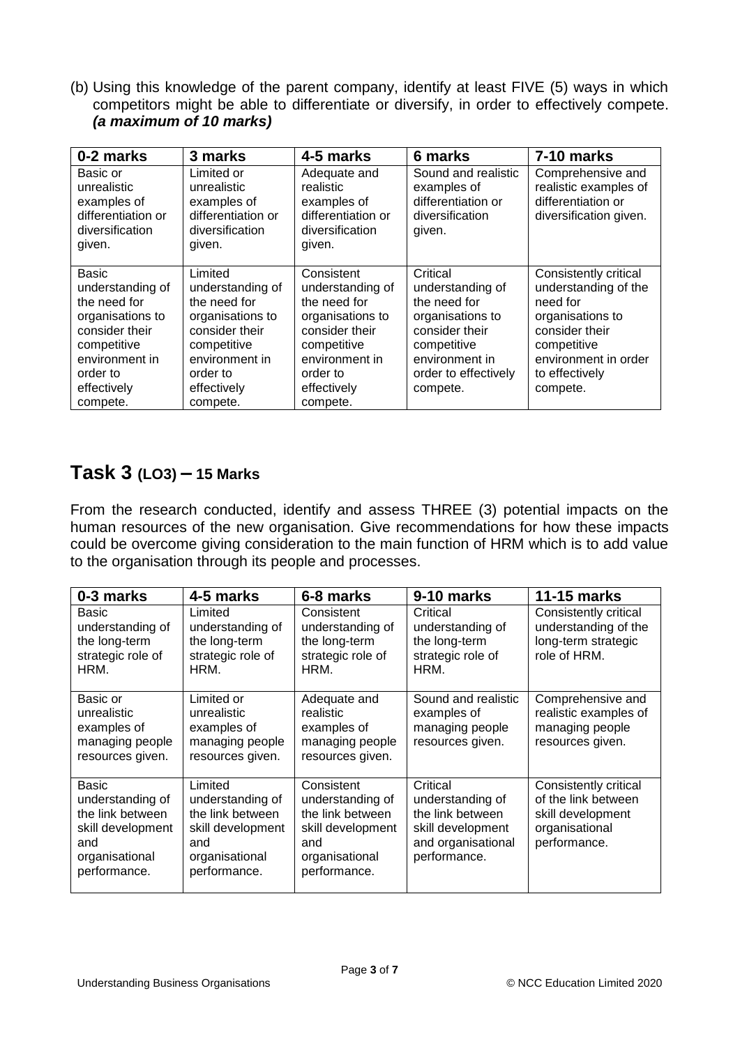(b) Using this knowledge of the parent company, identify at least FIVE (5) ways in which competitors might be able to differentiate or diversify, in order to effectively compete. ***(a maximum of 10 marks)***

| 0-2 marks | 3 marks | 4-5 marks | 6 marks | 7-10 marks |
|---|---|---|---|---|
| Basic or unrealistic examples of differentiation or diversification given. | Limited or unrealistic examples of differentiation or diversification given. | Adequate and realistic examples of differentiation or diversification given. | Sound and realistic examples of differentiation or diversification given. | Comprehensive and realistic examples of differentiation or diversification given. |
| Basic understanding of the need for organisations to consider their competitive environment in order to effectively compete. | Limited understanding of the need for organisations to consider their competitive environment in order to effectively compete. | Consistent understanding of the need for organisations to consider their competitive environment in order to effectively compete. | Critical understanding of the need for organisations to consider their competitive environment in order to effectively compete. | Consistently critical understanding of the need for organisations to consider their competitive environment in order to effectively compete. |

## Task 3 (LO3) – 15 Marks

From the research conducted, identify and assess THREE (3) potential impacts on the human resources of the new organisation. Give recommendations for how these impacts could be overcome giving consideration to the main function of HRM which is to add value to the organisation through its people and processes.

| 0-3 marks | 4-5 marks | 6-8 marks | 9-10 marks | 11-15 marks |
|---|---|---|---|---|
| Basic understanding of the long-term strategic role of HRM. | Limited understanding of the long-term strategic role of HRM. | Consistent understanding of the long-term strategic role of HRM. | Critical understanding of the long-term strategic role of HRM. | Consistently critical understanding of the long-term strategic role of HRM. |
| Basic or unrealistic examples of managing people resources given. | Limited or unrealistic examples of managing people resources given. | Adequate and realistic examples of managing people resources given. | Sound and realistic examples of managing people resources given. | Comprehensive and realistic examples of managing people resources given. |
| Basic understanding of the link between skill development and organisational performance. | Limited understanding of the link between skill development and organisational performance. | Consistent understanding of the link between skill development and organisational performance. | Critical understanding of the link between skill development and organisational performance. | Consistently critical of the link between skill development organisational performance. |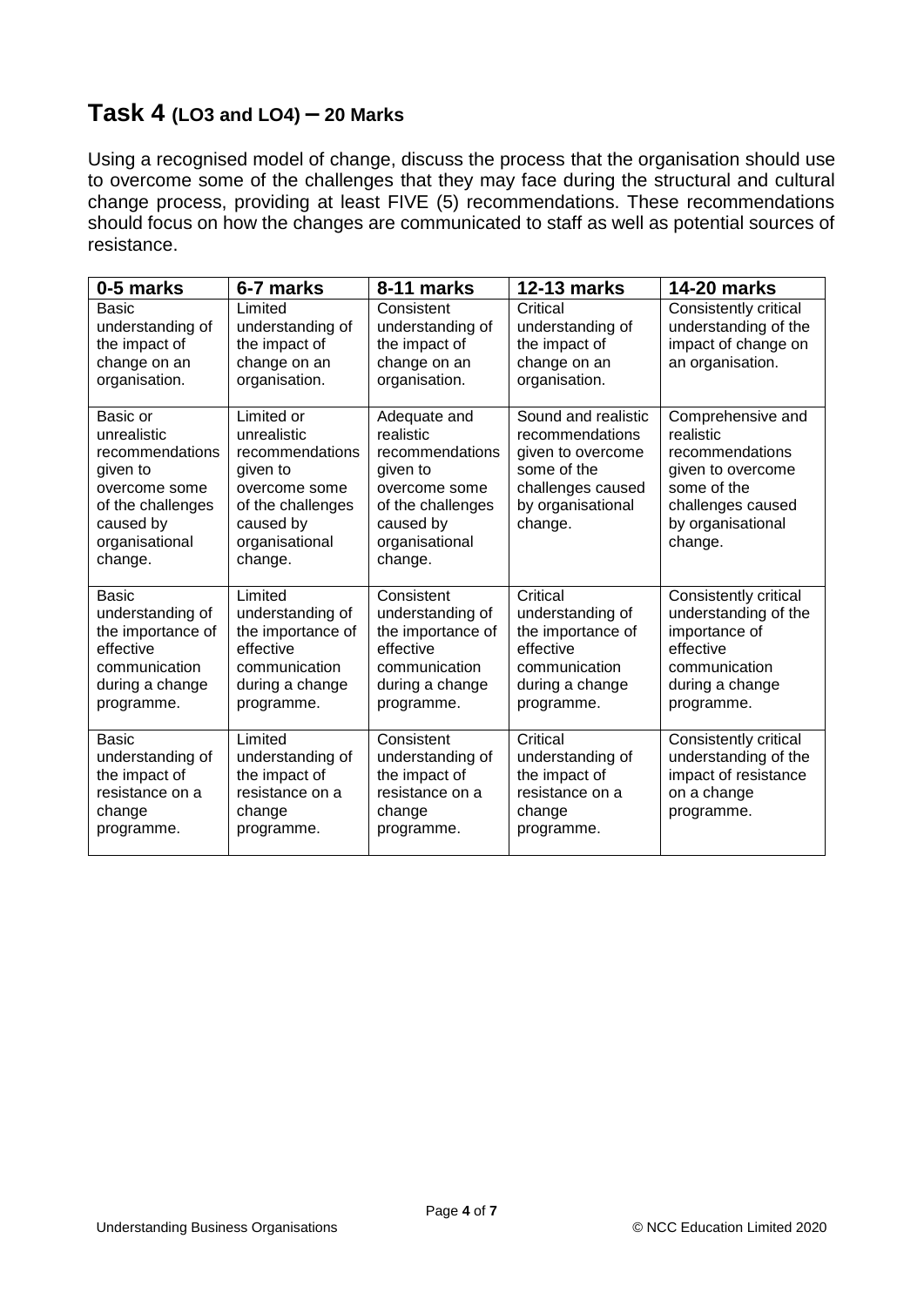## Task 4 (LO3 and LO4) – 20 Marks

Using a recognised model of change, discuss the process that the organisation should use to overcome some of the challenges that they may face during the structural and cultural change process, providing at least FIVE (5) recommendations. These recommendations should focus on how the changes are communicated to staff as well as potential sources of resistance.

| 0-5 marks | 6-7 marks | 8-11 marks | 12-13 marks | 14-20 marks |
|---|---|---|---|---|
| Basic understanding of the impact of change on an organisation. | Limited understanding of the impact of change on an organisation. | Consistent understanding of the impact of change on an organisation. | Critical understanding of the impact of change on an organisation. | Consistently critical understanding of the impact of change on an organisation. |
| Basic or unrealistic recommendations given to overcome some of the challenges caused by organisational change. | Limited or unrealistic recommendations given to overcome some of the challenges caused by organisational change. | Adequate and realistic recommendations given to overcome some of the challenges caused by organisational change. | Sound and realistic recommendations given to overcome some of the challenges caused by organisational change. | Comprehensive and realistic recommendations given to overcome some of the challenges caused by organisational change. |
| Basic understanding of the importance of effective communication during a change programme. | Limited understanding of the importance of effective communication during a change programme. | Consistent understanding of the importance of effective communication during a change programme. | Critical understanding of the importance of effective communication during a change programme. | Consistently critical understanding of the importance of effective communication during a change programme. |
| Basic understanding of the impact of resistance on a change programme. | Limited understanding of the impact of resistance on a change programme. | Consistent understanding of the impact of resistance on a change programme. | Critical understanding of the impact of resistance on a change programme. | Consistently critical understanding of the impact of resistance on a change programme. |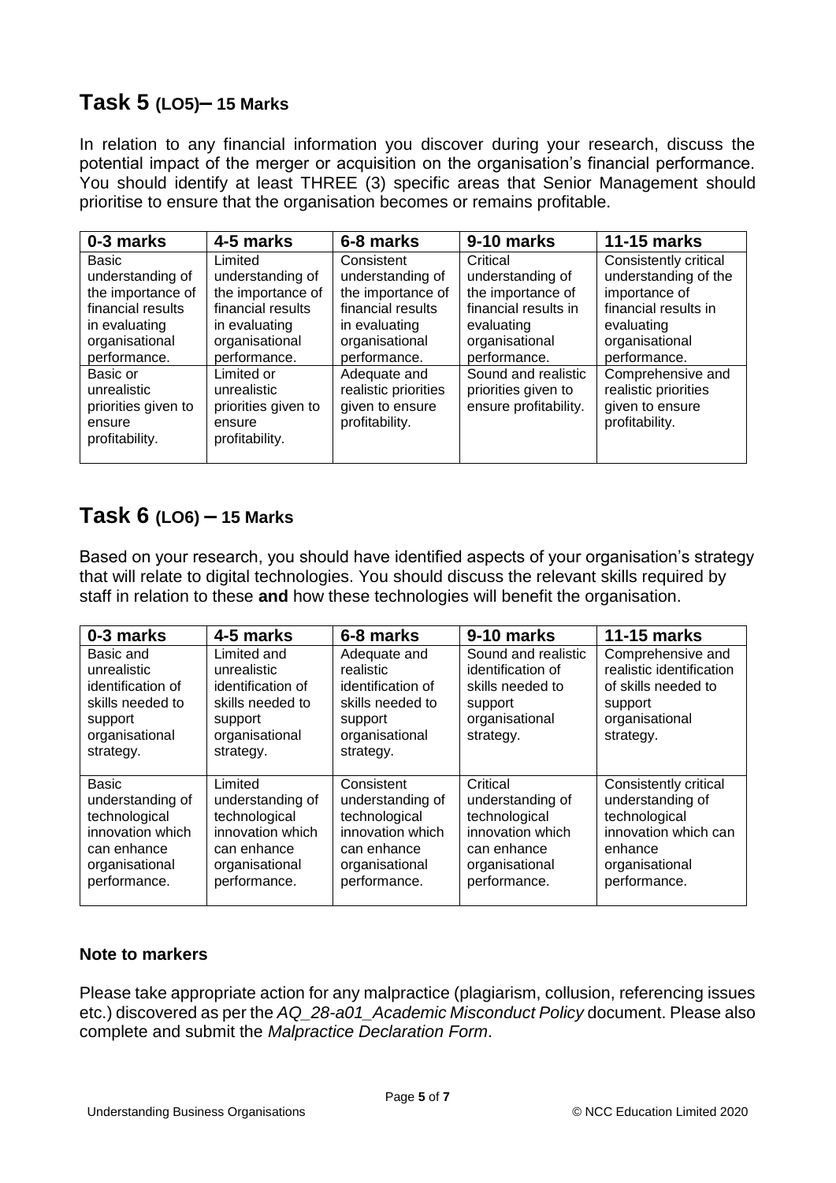## Task 5 (LO5)– 15 Marks

In relation to any financial information you discover during your research, discuss the potential impact of the merger or acquisition on the organisation's financial performance. You should identify at least THREE (3) specific areas that Senior Management should prioritise to ensure that the organisation becomes or remains profitable.

| 0-3 marks | 4-5 marks | 6-8 marks | 9-10 marks | 11-15 marks |
|---|---|---|---|---|
| Basic understanding of the importance of financial results in evaluating organisational performance. | Limited understanding of the importance of financial results in evaluating organisational performance. | Consistent understanding of the importance of financial results in evaluating organisational performance. | Critical understanding of the importance of financial results in evaluating organisational performance. | Consistently critical understanding of the importance of financial results in evaluating organisational performance. |
| Basic or unrealistic priorities given to ensure profitability. | Limited or unrealistic priorities given to ensure profitability. | Adequate and realistic priorities given to ensure profitability. | Sound and realistic priorities given to ensure profitability. | Comprehensive and realistic priorities given to ensure profitability. |

## Task 6 (LO6) – 15 Marks

Based on your research, you should have identified aspects of your organisation's strategy that will relate to digital technologies. You should discuss the relevant skills required by staff in relation to these **and** how these technologies will benefit the organisation.

| 0-3 marks | 4-5 marks | 6-8 marks | 9-10 marks | 11-15 marks |
|---|---|---|---|---|
| Basic and unrealistic identification of skills needed to support organisational strategy. | Limited and unrealistic identification of skills needed to support organisational strategy. | Adequate and realistic identification of skills needed to support organisational strategy. | Sound and realistic identification of skills needed to support organisational strategy. | Comprehensive and realistic identification of skills needed to support organisational strategy. |
| Basic understanding of technological innovation which can enhance organisational performance. | Limited understanding of technological innovation which can enhance organisational performance. | Consistent understanding of technological innovation which can enhance organisational performance. | Critical understanding of technological innovation which can enhance organisational performance. | Consistently critical understanding of technological innovation which can enhance organisational performance. |

**Note to markers**

Please take appropriate action for any malpractice (plagiarism, collusion, referencing issues etc.) discovered as per the *AQ_28-a01_Academic Misconduct Policy* document. Please also complete and submit the *Malpractice Declaration Form*.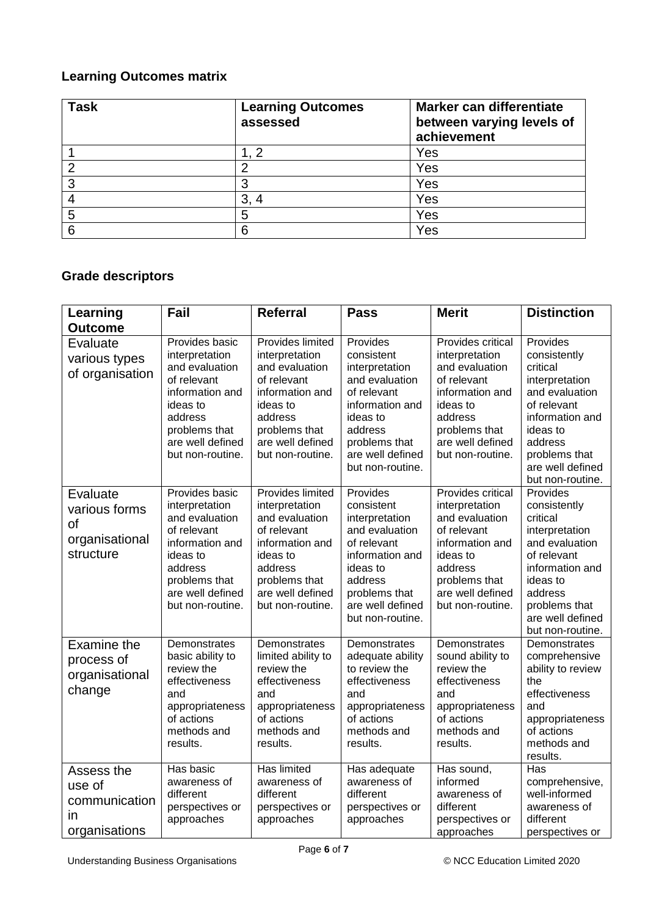## Learning Outcomes matrix

| Task | Learning Outcomes assessed | Marker can differentiate between varying levels of achievement |
|---|---|---|
| 1 | 1, 2 | Yes |
| 2 | 2 | Yes |
| 3 | 3 | Yes |
| 4 | 3, 4 | Yes |
| 5 | 5 | Yes |
| 6 | 6 | Yes |

## Grade descriptors

| Learning Outcome | Fail | Referral | Pass | Merit | Distinction |
|---|---|---|---|---|---|
| Evaluate various types of organisation | Provides basic interpretation and evaluation of relevant information and ideas to address problems that are well defined but non-routine. | Provides limited interpretation and evaluation of relevant information and ideas to address problems that are well defined but non-routine. | Provides consistent interpretation and evaluation of relevant information and ideas to address problems that are well defined but non-routine. | Provides critical interpretation and evaluation of relevant information and ideas to address problems that are well defined but non-routine. | Provides consistently critical interpretation and evaluation of relevant information and ideas to address problems that are well defined but non-routine. |
| Evaluate various forms of organisational structure | Provides basic interpretation and evaluation of relevant information and ideas to address problems that are well defined but non-routine. | Provides limited interpretation and evaluation of relevant information and ideas to address problems that are well defined but non-routine. | Provides consistent interpretation and evaluation of relevant information and ideas to address problems that are well defined but non-routine. | Provides critical interpretation and evaluation of relevant information and ideas to address problems that are well defined but non-routine. | Provides consistently critical interpretation and evaluation of relevant information and ideas to address problems that are well defined but non-routine. |
| Examine the process of organisational change | Demonstrates basic ability to review the effectiveness and appropriateness of actions methods and results. | Demonstrates limited ability to review the effectiveness and appropriateness of actions methods and results. | Demonstrates adequate ability to review the effectiveness and appropriateness of actions methods and results. | Demonstrates sound ability to review the effectiveness and appropriateness of actions methods and results. | Demonstrates comprehensive ability to review the effectiveness and appropriateness of actions methods and results. |
| Assess the use of communication in organisations | Has basic awareness of different perspectives or approaches | Has limited awareness of different perspectives or approaches | Has adequate awareness of different perspectives or approaches | Has sound, informed awareness of different perspectives or approaches | Has comprehensive, well-informed awareness of different perspectives or |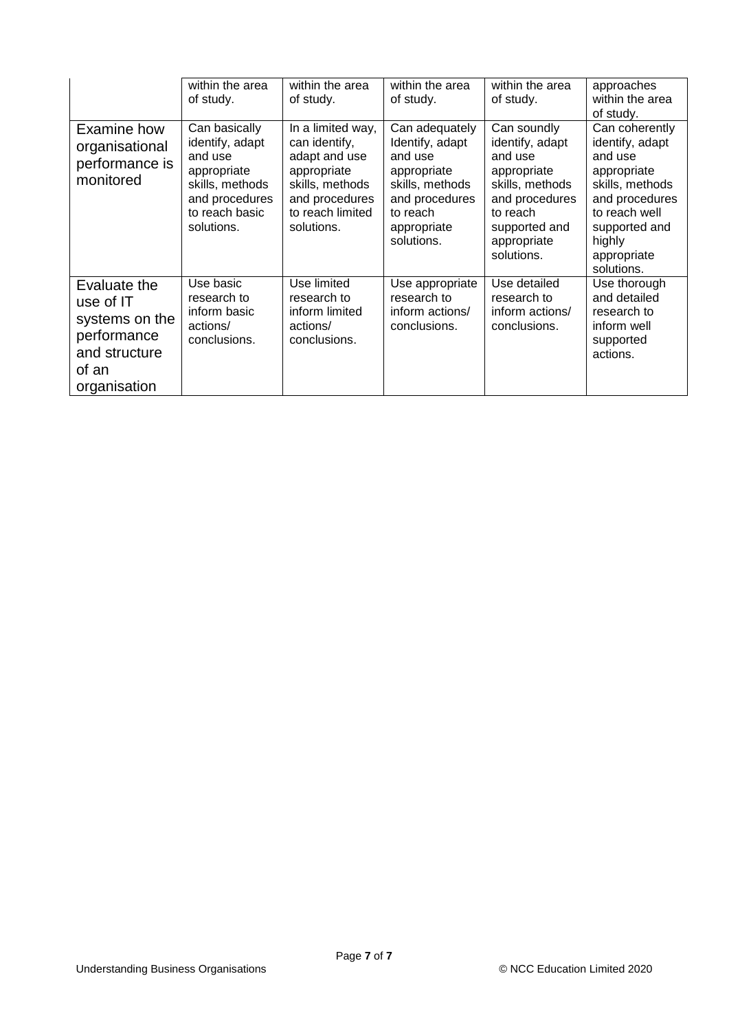| | | | | | |
|---|---|---|---|---|---|
| | within the area of study. | within the area of study. | within the area of study. | within the area of study. | approaches within the area of study. |
| Examine how organisational performance is monitored | Can basically identify, adapt and use appropriate skills, methods and procedures to reach basic solutions. | In a limited way, can identify, adapt and use appropriate skills, methods and procedures to reach limited solutions. | Can adequately Identify, adapt and use appropriate skills, methods and procedures to reach appropriate solutions. | Can soundly identify, adapt and use appropriate skills, methods and procedures to reach supported and appropriate solutions. | Can coherently identify, adapt and use appropriate skills, methods and procedures to reach well supported and highly appropriate solutions. |
| Evaluate the use of IT systems on the performance and structure of an organisation | Use basic research to inform basic actions/ conclusions. | Use limited research to inform limited actions/ conclusions. | Use appropriate research to inform actions/ conclusions. | Use detailed research to inform actions/ conclusions. | Use thorough and detailed research to inform well supported actions. |